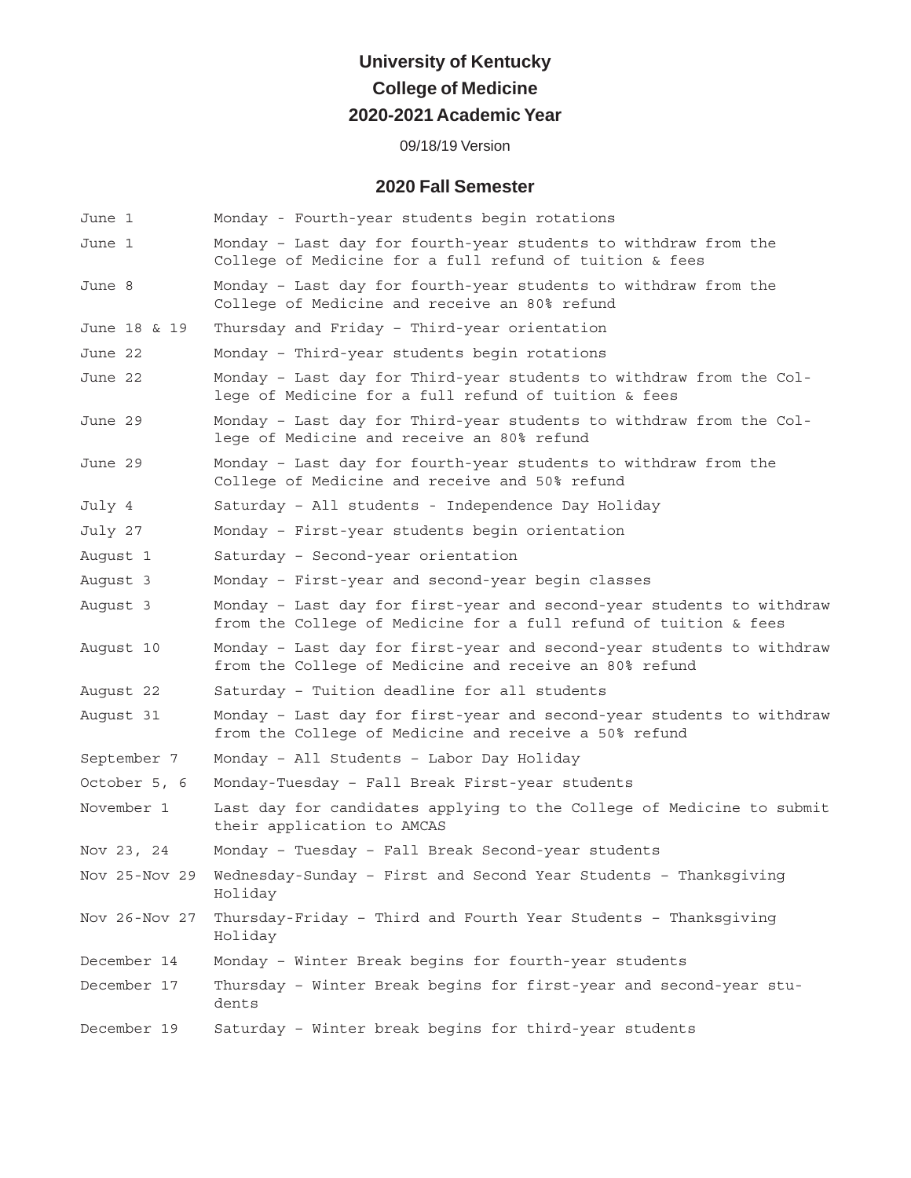# University of Kentucky

# College of Medicine

# 2020-2021 Academic Year

09/18/19 Version

## 2020 Fall Semester

| | |
|---|---|
| June 1 | Monday - Fourth-year students begin rotations |
| June 1 | Monday – Last day for fourth-year students to withdraw from the College of Medicine for a full refund of tuition & fees |
| June 8 | Monday – Last day for fourth-year students to withdraw from the College of Medicine and receive an 80% refund |
| June 18 & 19 | Thursday and Friday – Third-year orientation |
| June 22 | Monday – Third-year students begin rotations |
| June 22 | Monday – Last day for Third-year students to withdraw from the College of Medicine for a full refund of tuition & fees |
| June 29 | Monday – Last day for Third-year students to withdraw from the College of Medicine and receive an 80% refund |
| June 29 | Monday – Last day for fourth-year students to withdraw from the College of Medicine and receive and 50% refund |
| July 4 | Saturday – All students - Independence Day Holiday |
| July 27 | Monday – First-year students begin orientation |
| August 1 | Saturday – Second-year orientation |
| August 3 | Monday – First-year and second-year begin classes |
| August 3 | Monday – Last day for first-year and second-year students to withdraw from the College of Medicine for a full refund of tuition & fees |
| August 10 | Monday – Last day for first-year and second-year students to withdraw from the College of Medicine and receive an 80% refund |
| August 22 | Saturday – Tuition deadline for all students |
| August 31 | Monday – Last day for first-year and second-year students to withdraw from the College of Medicine and receive a 50% refund |
| September 7 | Monday – All Students – Labor Day Holiday |
| October 5, 6 | Monday-Tuesday – Fall Break First-year students |
| November 1 | Last day for candidates applying to the College of Medicine to submit their application to AMCAS |
| Nov 23, 24 | Monday – Tuesday – Fall Break Second-year students |
| Nov 25-Nov 29 | Wednesday-Sunday – First and Second Year Students – Thanksgiving Holiday |
| Nov 26-Nov 27 | Thursday-Friday – Third and Fourth Year Students – Thanksgiving Holiday |
| December 14 | Monday – Winter Break begins for fourth-year students |
| December 17 | Thursday – Winter Break begins for first-year and second-year students |
| December 19 | Saturday – Winter break begins for third-year students |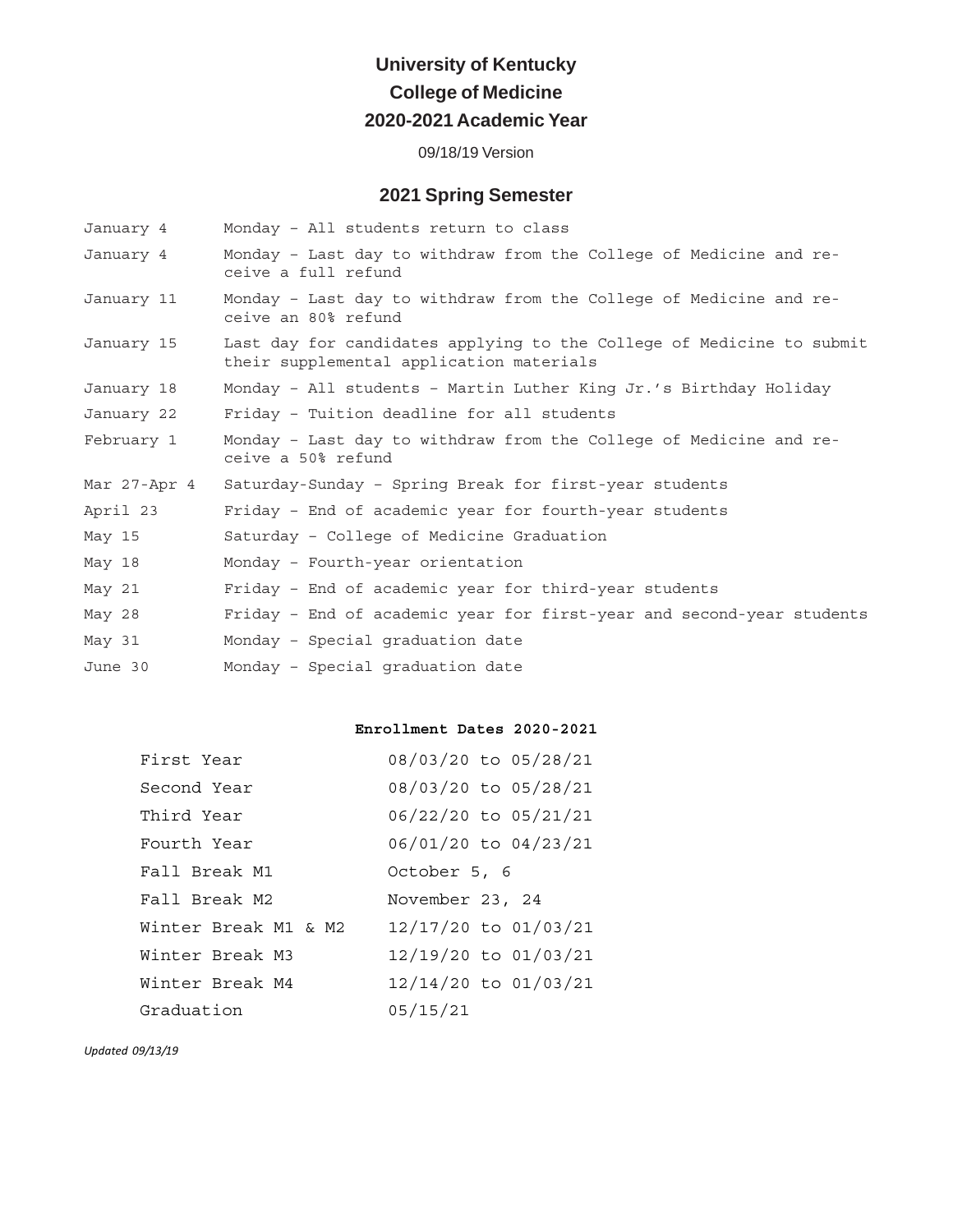# University of Kentucky
# College of Medicine
# 2020-2021 Academic Year

09/18/19 Version

## 2021 Spring Semester

| | |
|---|---|
| January 4 | Monday – All students return to class |
| January 4 | Monday – Last day to withdraw from the College of Medicine and receive a full refund |
| January 11 | Monday – Last day to withdraw from the College of Medicine and receive an 80% refund |
| January 15 | Last day for candidates applying to the College of Medicine to submit their supplemental application materials |
| January 18 | Monday – All students – Martin Luther King Jr.'s Birthday Holiday |
| January 22 | Friday – Tuition deadline for all students |
| February 1 | Monday – Last day to withdraw from the College of Medicine and receive a 50% refund |
| Mar 27-Apr 4 | Saturday-Sunday – Spring Break for first-year students |
| April 23 | Friday – End of academic year for fourth-year students |
| May 15 | Saturday – College of Medicine Graduation |
| May 18 | Monday – Fourth-year orientation |
| May 21 | Friday – End of academic year for third-year students |
| May 28 | Friday – End of academic year for first-year and second-year students |
| May 31 | Monday – Special graduation date |
| June 30 | Monday – Special graduation date |

**Enrollment Dates 2020-2021**

| | |
|---|---|
| First Year | 08/03/20 to 05/28/21 |
| Second Year | 08/03/20 to 05/28/21 |
| Third Year | 06/22/20 to 05/21/21 |
| Fourth Year | 06/01/20 to 04/23/21 |
| Fall Break M1 | October 5, 6 |
| Fall Break M2 | November 23, 24 |
| Winter Break M1 & M2 | 12/17/20 to 01/03/21 |
| Winter Break M3 | 12/19/20 to 01/03/21 |
| Winter Break M4 | 12/14/20 to 01/03/21 |
| Graduation | 05/15/21 |

*Updated 09/13/19*